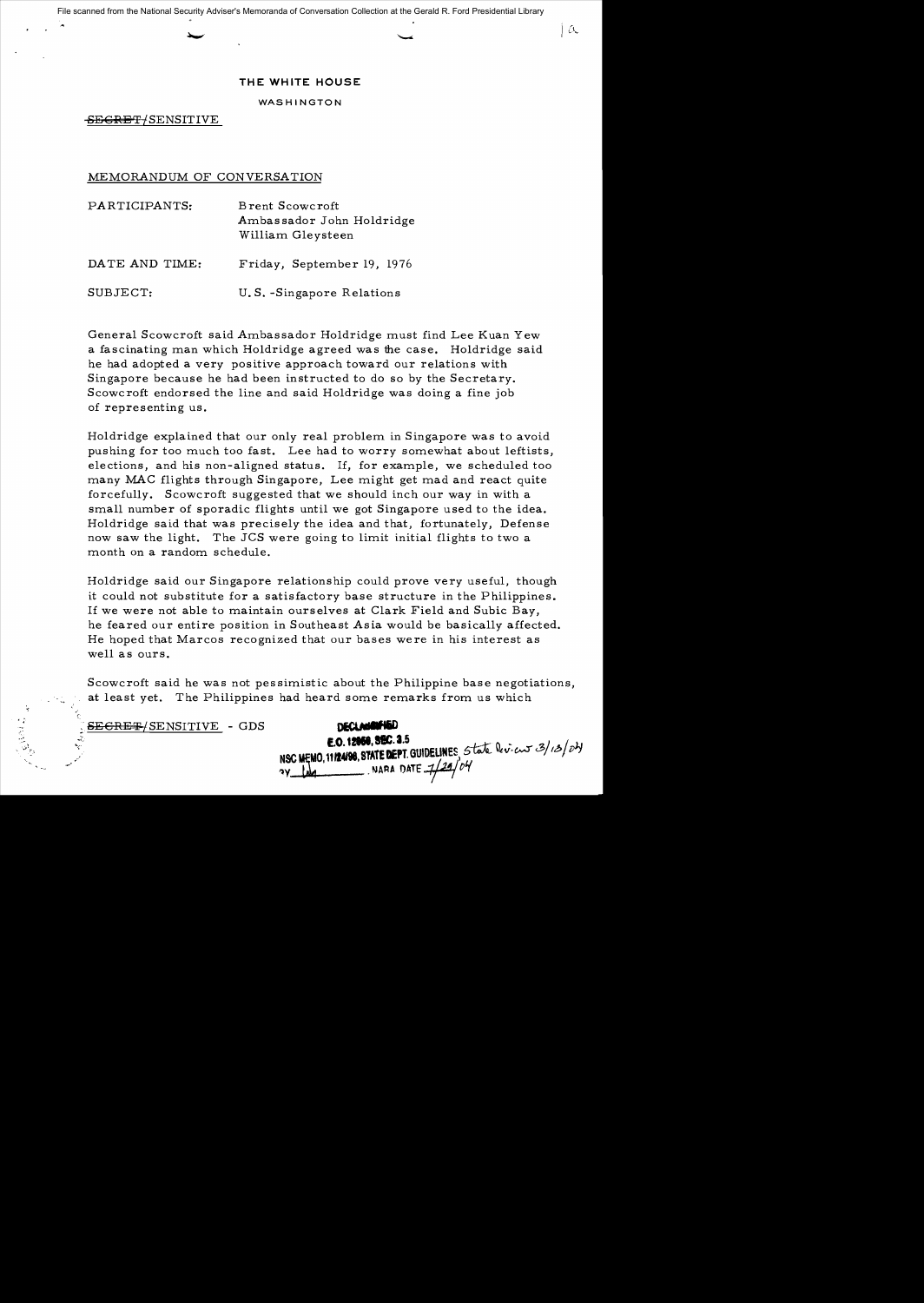File scanned from the National Security Adviser's Memoranda of Conversation Collection at the Gerald R. Ford Presidential Library

# THE WHITE HOUSE

WASHINGTON

~~SECRET~~/SENSITIVE

MEMORANDUM OF CONVERSATION

PARTICIPANTS: Brent Scowcroft
Ambassador John Holdridge
William Gleysteen

DATE AND TIME: Friday, September 19, 1976

SUBJECT: U.S.-Singapore Relations

General Scowcroft said Ambassador Holdridge must find Lee Kuan Yew a fascinating man which Holdridge agreed was the case. Holdridge said he had adopted a very positive approach toward our relations with Singapore because he had been instructed to do so by the Secretary. Scowcroft endorsed the line and said Holdridge was doing a fine job of representing us.

Holdridge explained that our only real problem in Singapore was to avoid pushing for too much too fast. Lee had to worry somewhat about leftists, elections, and his non-aligned status. If, for example, we scheduled too many MAC flights through Singapore, Lee might get mad and react quite forcefully. Scowcroft suggested that we should inch our way in with a small number of sporadic flights until we got Singapore used to the idea. Holdridge said that was precisely the idea and that, fortunately, Defense now saw the light. The JCS were going to limit initial flights to two a month on a random schedule.

Holdridge said our Singapore relationship could prove very useful, though it could not substitute for a satisfactory base structure in the Philippines. If we were not able to maintain ourselves at Clark Field and Subic Bay, he feared our entire position in Southeast Asia would be basically affected. He hoped that Marcos recognized that our bases were in his interest as well as ours.

Scowcroft said he was not pessimistic about the Philippine base negotiations, at least yet. The Philippines had heard some remarks from us which

~~SECRET~~/SENSITIVE - GDS

DECLASSIFIED
E.O. 12958, SEC. 3.5
NSC MEMO, 11/24/98, STATE DEPT. GUIDELINES State Review 3/18/04
BY [initials] NARA DATE 7/24/04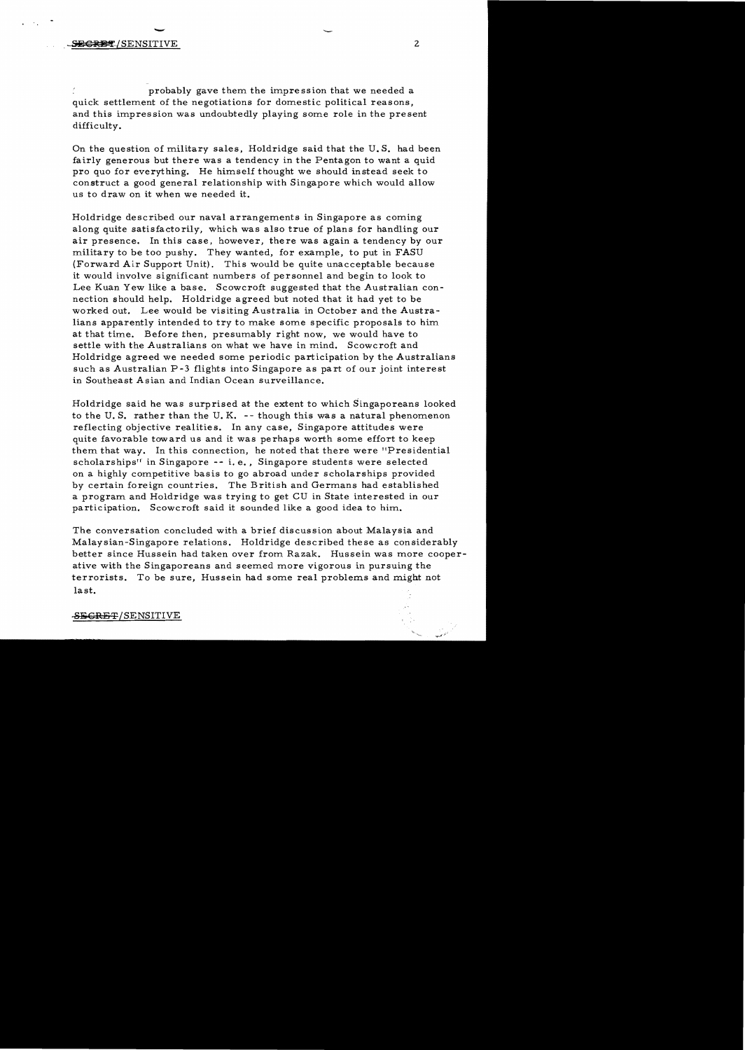probably gave them the impression that we needed a quick settlement of the negotiations for domestic political reasons, and this impression was undoubtedly playing some role in the present difficulty.

On the question of military sales, Holdridge said that the U.S. had been fairly generous but there was a tendency in the Pentagon to want a quid pro quo for everything. He himself thought we should instead seek to construct a good general relationship with Singapore which would allow us to draw on it when we needed it.

Holdridge described our naval arrangements in Singapore as coming along quite satisfactorily, which was also true of plans for handling our air presence. In this case, however, there was again a tendency by our military to be too pushy. They wanted, for example, to put in FASU (Forward Air Support Unit). This would be quite unacceptable because it would involve significant numbers of personnel and begin to look to Lee Kuan Yew like a base. Scowcroft suggested that the Australian connection should help. Holdridge agreed but noted that it had yet to be worked out. Lee would be visiting Australia in October and the Australians apparently intended to try to make some specific proposals to him at that time. Before then, presumably right now, we would have to settle with the Australians on what we have in mind. Scowcroft and Holdridge agreed we needed some periodic participation by the Australians such as Australian P-3 flights into Singapore as part of our joint interest in Southeast Asian and Indian Ocean surveillance.

Holdridge said he was surprised at the extent to which Singaporeans looked to the U.S. rather than the U.K. -- though this was a natural phenomenon reflecting objective realities. In any case, Singapore attitudes were quite favorable toward us and it was perhaps worth some effort to keep them that way. In this connection, he noted that there were "Presidential scholarships" in Singapore -- i.e., Singapore students were selected on a highly competitive basis to go abroad under scholarships provided by certain foreign countries. The British and Germans had established a program and Holdridge was trying to get CU in State interested in our participation. Scowcroft said it sounded like a good idea to him.

The conversation concluded with a brief discussion about Malaysia and Malaysian-Singapore relations. Holdridge described these as considerably better since Hussein had taken over from Razak. Hussein was more cooperative with the Singaporeans and seemed more vigorous in pursuing the terrorists. To be sure, Hussein had some real problems and might not last.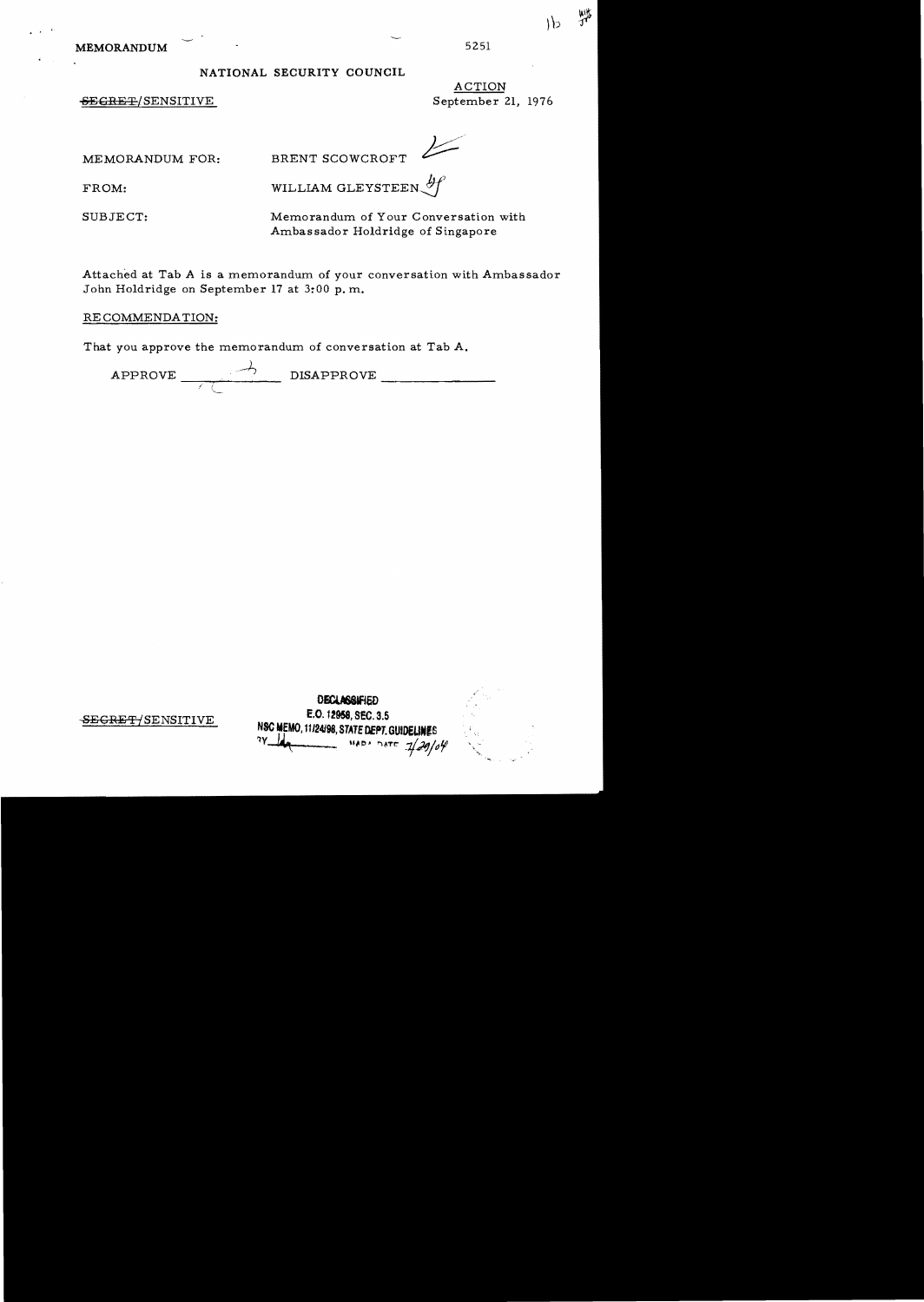MEMORANDUM 5251

NATIONAL SECURITY COUNCIL

~~SECRET~~/SENSITIVE

ACTION
September 21, 1976

MEMORANDUM FOR: BRENT SCOWCROFT

FROM: WILLIAM GLEYSTEEN

SUBJECT: Memorandum of Your Conversation with Ambassador Holdridge of Singapore

Attached at Tab A is a memorandum of your conversation with Ambassador John Holdridge on September 17 at 3:00 p.m.

RECOMMENDATION:

That you approve the memorandum of conversation at Tab A.

APPROVE \_\_\_\_\_\_\_\_\_\_ DISAPPROVE \_\_\_\_\_\_\_\_\_\_

~~SECRET~~/SENSITIVE

DECLASSIFIED
E.O. 12958, SEC. 3.5
NSC MEMO, 11/24/98, STATE DEPT. GUIDELINES
BY \_\_\_\_ NARA, DATE 7/29/04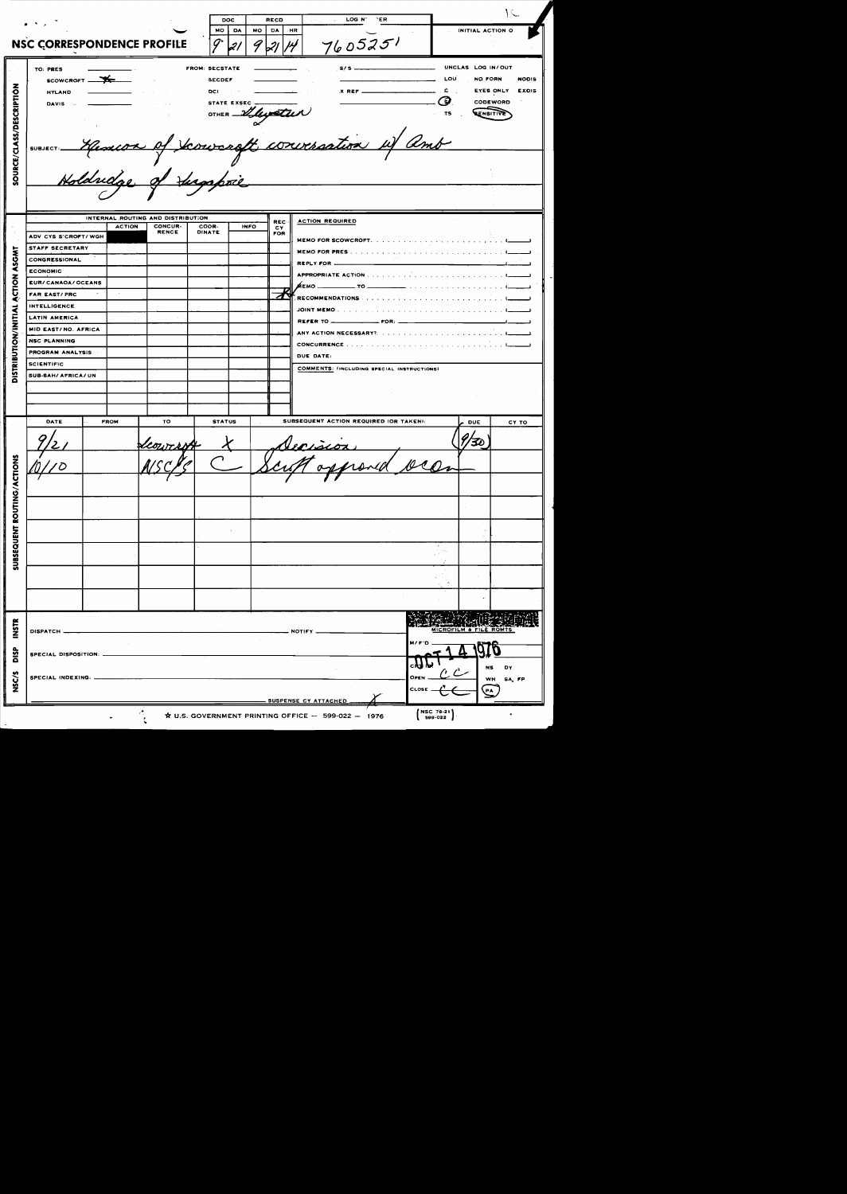# NSC CORRESPONDENCE PROFILE

| DOC | | RECD | | | LOG NUMBER | INITIAL ACTION O |
|---|---|---|---|---|---|---|
| MO | DA | MO | DA | HR | | |
| 9 | 21 | 9 | 21 | 14 | 7605251 | |

## SOURCE/CLASS/DESCRIPTION

TO: PRES
SCOWCROFT ✗
HYLAND
DAVIS

FROM: SECSTATE
SECDEF
DCI
STATE EXSEC
OTHER Gleysteen

S/S
X REF

UNCLAS LOG IN/OUT
LOU
C
(S)
TS

NO FORN
EYES ONLY
CODEWORD
(SENSITIVE)

NODIS
EXDIS

SUBJECT: Memcon of Scowcroft conversation w/ Amb Holdridge of Singapore

## DISTRIBUTION/INITIAL ACTION ASGMT

| INTERNAL ROUTING AND DISTRIBUTION | ACTION | CONCURRENCE | COORDINATE | INFO | REC CY FOR |
|---|---|---|---|---|---|
| ADV CYS S'CROFT/WGH | | | | | |
| STAFF SECRETARY | | | | | |
| CONGRESSIONAL | | | | | |
| ECONOMIC | | | | | |
| EUR/CANADA/OCEANS | | | | | |
| FAR EAST/PRC | | | | | |
| INTELLIGENCE | | | | | |
| LATIN AMERICA | | | | | |
| MID EAST/NO. AFRICA | | | | | |
| NSC PLANNING | | | | | |
| PROGRAM ANALYSIS | | | | | |
| SCIENTIFIC | | | | | |
| SUB-SAH/AFRICA/UN | | | | | |

ACTION REQUIRED
MEMO FOR SCOWCROFT
MEMO FOR PRES
REPLY FOR
APPROPRIATE ACTION
✗ MEMO ___ TO ___
RECOMMENDATIONS
JOINT MEMO
REFER TO ___ FOR: ___
ANY ACTION NECESSARY?
CONCURRENCE
DUE DATE:
COMMENTS: (INCLUDING SPECIAL INSTRUCTIONS)

## SUBSEQUENT ROUTING/ACTIONS

| DATE | FROM | TO | STATUS | SUBSEQUENT ACTION REQUIRED (OR TAKEN): | DUE | CY TO |
|---|---|---|---|---|---|---|
| 9/21 | | Scowcroft | X | Decision | (9/30) | |
| 10/10 | | NSC/S | C | Scowcroft approved DCO? | | |

## NSC/S DISP INSTR

DISPATCH ___ NOTIFY ___
SPECIAL DISPOSITION: ___
SPECIAL INDEXING: ___
SUSPENSE CY ATTACHED ✗

MICROFILM & FILE RQMTS
M/F'D OCT 14 1976
CRT
OPEN CC
CLOSE CC
NS DY
WH SA, FP
(PA)

★ U.S. GOVERNMENT PRINTING OFFICE — 599-022 — 1976

(NSC 76-21 / 599-022)